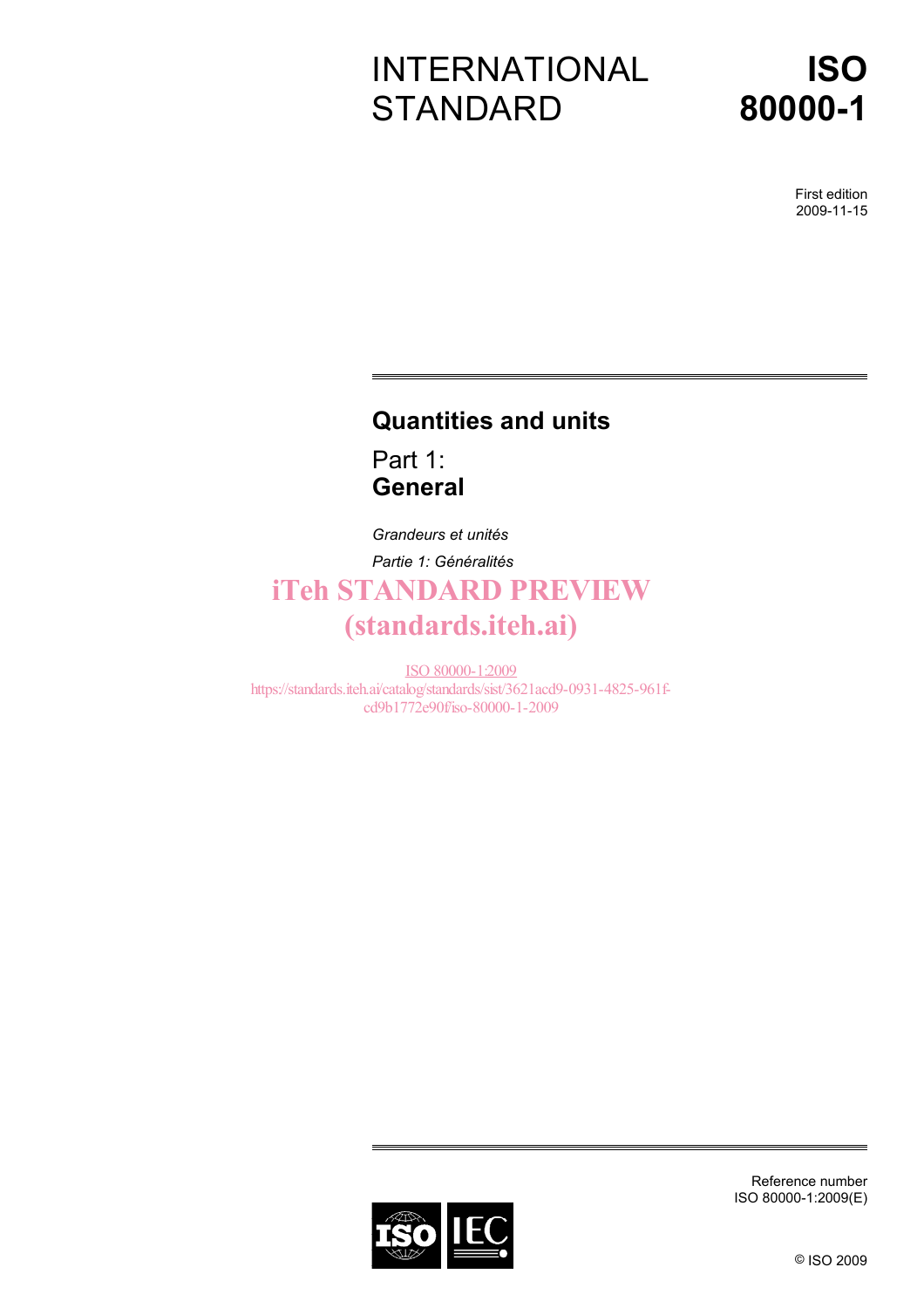# INTERNATIONAL STANDARD

# ISO 80000-1

First edition
2009-11-15

## Quantities and units

Part 1:
**General**

*Grandeurs et unités*

*Partie 1: Généralités*

iTeh STANDARD PREVIEW
(standards.iteh.ai)

ISO 80000-1:2009
https://standards.iteh.ai/catalog/standards/sist/3621acd9-0931-4825-961f-cd9b1772e90f/iso-80000-1-2009

Reference number
ISO 80000-1:2009(E)

© ISO 2009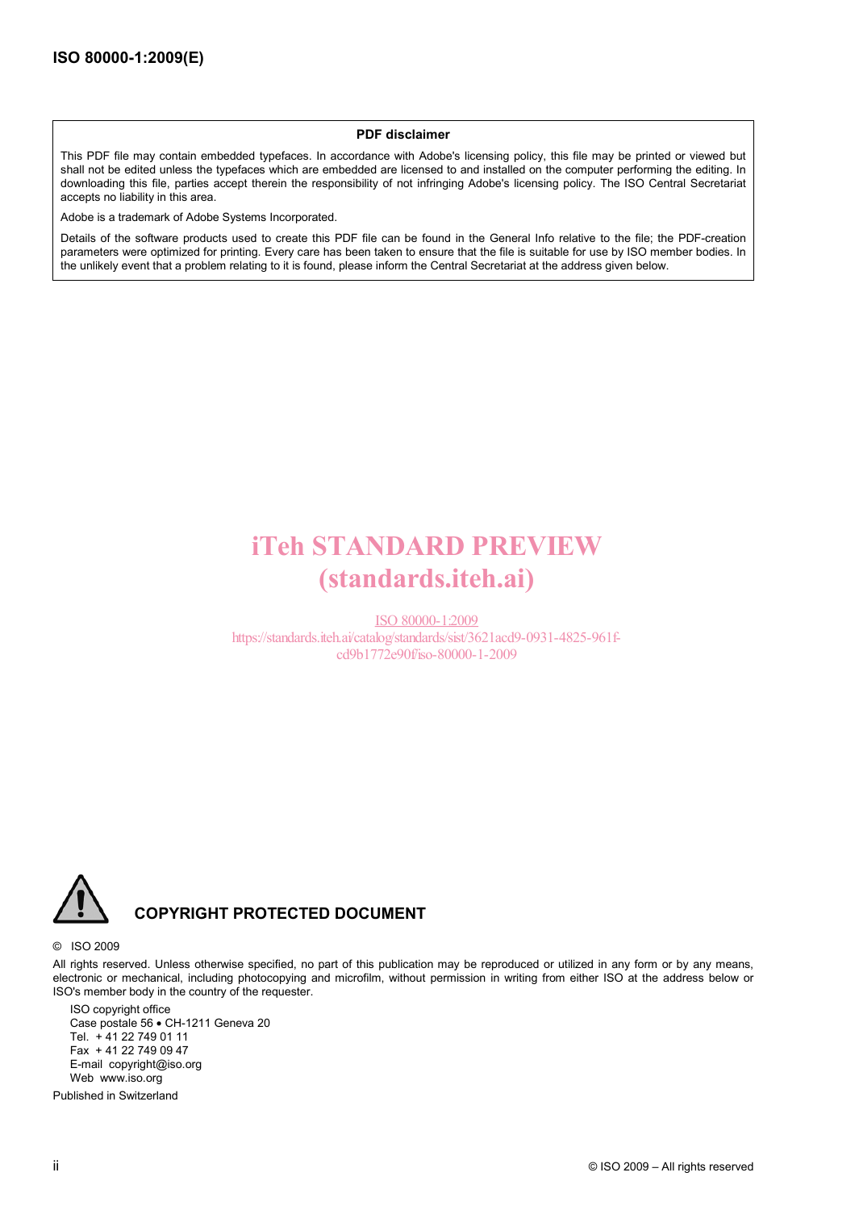**PDF disclaimer**

This PDF file may contain embedded typefaces. In accordance with Adobe's licensing policy, this file may be printed or viewed but shall not be edited unless the typefaces which are embedded are licensed to and installed on the computer performing the editing. In downloading this file, parties accept therein the responsibility of not infringing Adobe's licensing policy. The ISO Central Secretariat accepts no liability in this area.

Adobe is a trademark of Adobe Systems Incorporated.

Details of the software products used to create this PDF file can be found in the General Info relative to the file; the PDF-creation parameters were optimized for printing. Every care has been taken to ensure that the file is suitable for use by ISO member bodies. In the unlikely event that a problem relating to it is found, please inform the Central Secretariat at the address given below.

iTeh STANDARD PREVIEW
(standards.iteh.ai)

ISO 80000-1:2009
https://standards.iteh.ai/catalog/standards/sist/3621acd9-0931-4825-961f-cd9b1772e90f/iso-80000-1-2009

**COPYRIGHT PROTECTED DOCUMENT**

© ISO 2009

All rights reserved. Unless otherwise specified, no part of this publication may be reproduced or utilized in any form or by any means, electronic or mechanical, including photocopying and microfilm, without permission in writing from either ISO at the address below or ISO's member body in the country of the requester.

ISO copyright office
Case postale 56 • CH-1211 Geneva 20
Tel. + 41 22 749 01 11
Fax + 41 22 749 09 47
E-mail copyright@iso.org
Web www.iso.org

Published in Switzerland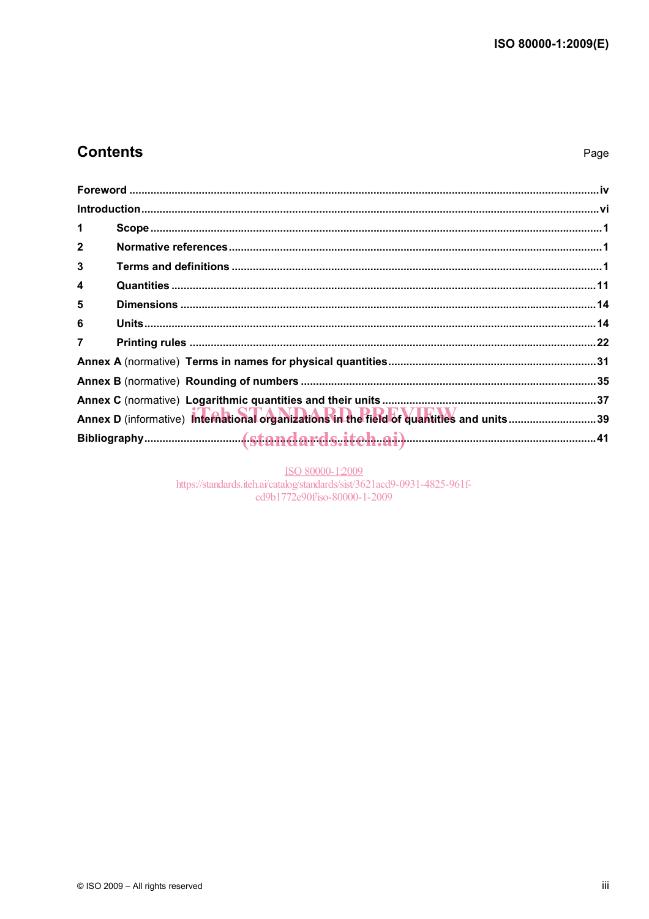## Contents

| | | Page |
|---|---|---|
| **Foreword** | | iv |
| **Introduction** | | vi |
| **1** | **Scope** | 1 |
| **2** | **Normative references** | 1 |
| **3** | **Terms and definitions** | 1 |
| **4** | **Quantities** | 11 |
| **5** | **Dimensions** | 14 |
| **6** | **Units** | 14 |
| **7** | **Printing rules** | 22 |
| **Annex A** (normative) | **Terms in names for physical quantities** | 31 |
| **Annex B** (normative) | **Rounding of numbers** | 35 |
| **Annex C** (normative) | **Logarithmic quantities and their units** | 37 |
| **Annex D** (informative) | **International organizations in the field of quantities and units** | 39 |
| **Bibliography** | | 41 |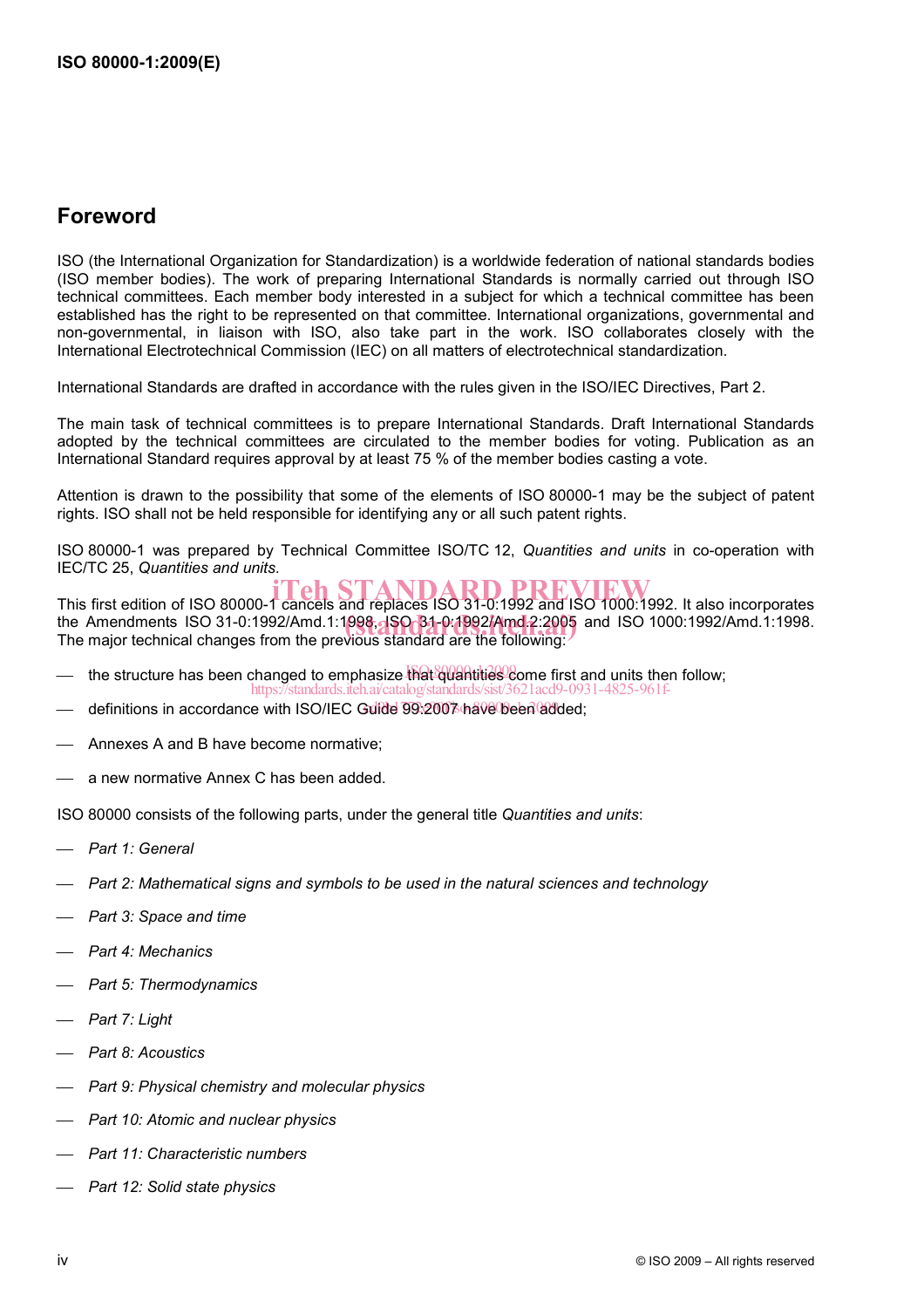## Foreword

ISO (the International Organization for Standardization) is a worldwide federation of national standards bodies (ISO member bodies). The work of preparing International Standards is normally carried out through ISO technical committees. Each member body interested in a subject for which a technical committee has been established has the right to be represented on that committee. International organizations, governmental and non-governmental, in liaison with ISO, also take part in the work. ISO collaborates closely with the International Electrotechnical Commission (IEC) on all matters of electrotechnical standardization.

International Standards are drafted in accordance with the rules given in the ISO/IEC Directives, Part 2.

The main task of technical committees is to prepare International Standards. Draft International Standards adopted by the technical committees are circulated to the member bodies for voting. Publication as an International Standard requires approval by at least 75 % of the member bodies casting a vote.

Attention is drawn to the possibility that some of the elements of ISO 80000-1 may be the subject of patent rights. ISO shall not be held responsible for identifying any or all such patent rights.

ISO 80000-1 was prepared by Technical Committee ISO/TC 12, *Quantities and units* in co-operation with IEC/TC 25, *Quantities and units*.

This first edition of ISO 80000-1 cancels and replaces ISO 31-0:1992 and ISO 1000:1992. It also incorporates the Amendments ISO 31-0:1992/Amd.1:1998, ISO 31-0:1992/Amd.2:2005 and ISO 1000:1992/Amd.1:1998. The major technical changes from the previous standard are the following:

— the structure has been changed to emphasize that quantities come first and units then follow;

— definitions in accordance with ISO/IEC Guide 99:2007 have been added;

— Annexes A and B have become normative;

— a new normative Annex C has been added.

ISO 80000 consists of the following parts, under the general title *Quantities and units*:

— *Part 1: General*

— *Part 2: Mathematical signs and symbols to be used in the natural sciences and technology*

— *Part 3: Space and time*

— *Part 4: Mechanics*

— *Part 5: Thermodynamics*

— *Part 7: Light*

— *Part 8: Acoustics*

— *Part 9: Physical chemistry and molecular physics*

— *Part 10: Atomic and nuclear physics*

— *Part 11: Characteristic numbers*

— *Part 12: Solid state physics*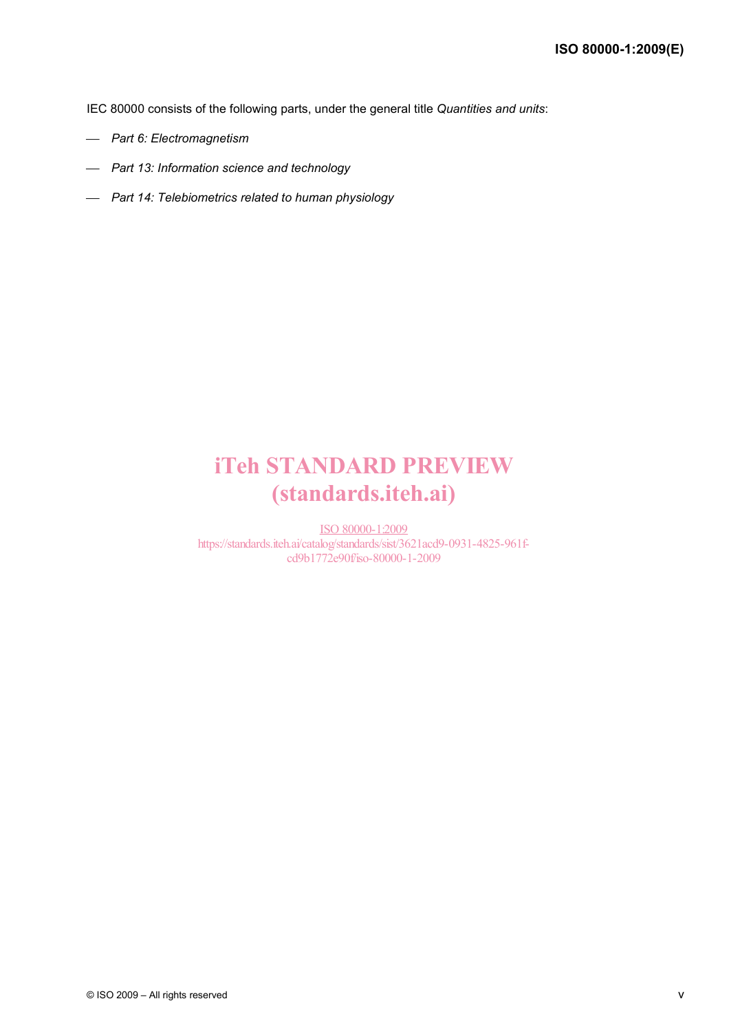IEC 80000 consists of the following parts, under the general title *Quantities and units*:

— *Part 6: Electromagnetism*

— *Part 13: Information science and technology*

— *Part 14: Telebiometrics related to human physiology*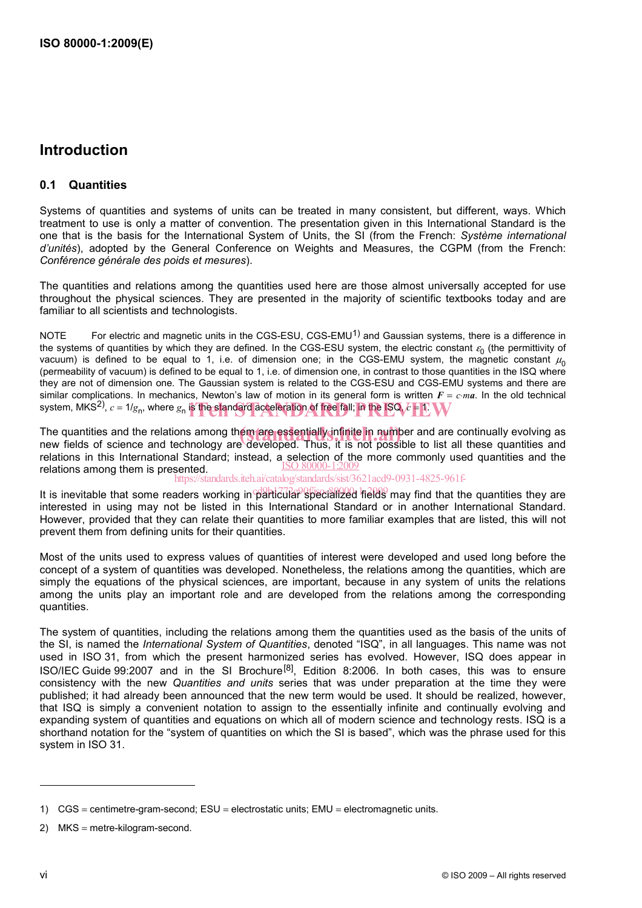## Introduction

### 0.1 Quantities

Systems of quantities and systems of units can be treated in many consistent, but different, ways. Which treatment to use is only a matter of convention. The presentation given in this International Standard is the one that is the basis for the International System of Units, the SI (from the French: *Système international d'unités*), adopted by the General Conference on Weights and Measures, the CGPM (from the French: *Conférence générale des poids et mesures*).

The quantities and relations among the quantities used here are those almost universally accepted for use throughout the physical sciences. They are presented in the majority of scientific textbooks today and are familiar to all scientists and technologists.

NOTE For electric and magnetic units in the CGS-ESU, CGS-EMU[1] and Gaussian systems, there is a difference in the systems of quantities by which they are defined. In the CGS-ESU system, the electric constant $\varepsilon_0$ (the permittivity of vacuum) is defined to be equal to 1, i.e. of dimension one; in the CGS-EMU system, the magnetic constant $\mu_0$ (permeability of vacuum) is defined to be equal to 1, i.e. of dimension one, in contrast to those quantities in the ISQ where they are not of dimension one. The Gaussian system is related to the CGS-ESU and CGS-EMU systems and there are similar complications. In mechanics, Newton's law of motion in its general form is written $\boldsymbol{F} = c \cdot m\boldsymbol{a}$. In the old technical system, MKS[2], $c = 1/g_n$, where $g_n$ is the standard acceleration of free fall; in the ISQ, $c = 1$.

The quantities and the relations among them are essentially infinite in number and are continually evolving as new fields of science and technology are developed. Thus, it is not possible to list all these quantities and relations in this International Standard; instead, a selection of the more commonly used quantities and the relations among them is presented.

It is inevitable that some readers working in particular specialized fields may find that the quantities they are interested in using may not be listed in this International Standard or in another International Standard. However, provided that they can relate their quantities to more familiar examples that are listed, this will not prevent them from defining units for their quantities.

Most of the units used to express values of quantities of interest were developed and used long before the concept of a system of quantities was developed. Nonetheless, the relations among the quantities, which are simply the equations of the physical sciences, are important, because in any system of units the relations among the units play an important role and are developed from the relations among the corresponding quantities.

The system of quantities, including the relations among them the quantities used as the basis of the units of the SI, is named the *International System of Quantities*, denoted "ISQ", in all languages. This name was not used in ISO 31, from which the present harmonized series has evolved. However, ISQ does appear in ISO/IEC Guide 99:2007 and in the SI Brochure[8], Edition 8:2006. In both cases, this was to ensure consistency with the new *Quantities and units* series that was under preparation at the time they were published; it had already been announced that the new term would be used. It should be realized, however, that ISQ is simply a convenient notation to assign to the essentially infinite and continually evolving and expanding system of quantities and equations on which all of modern science and technology rests. ISQ is a shorthand notation for the "system of quantities on which the SI is based", which was the phrase used for this system in ISO 31.

---

1) CGS = centimetre-gram-second; ESU = electrostatic units; EMU = electromagnetic units.

2) MKS = metre-kilogram-second.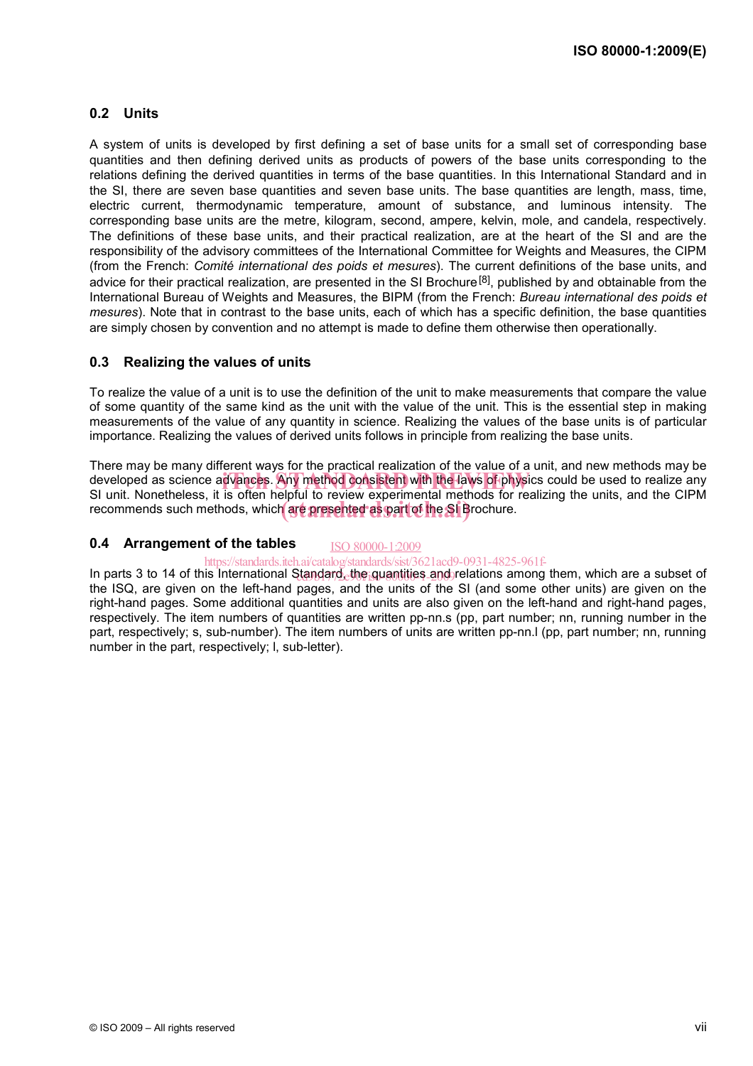## 0.2 Units

A system of units is developed by first defining a set of base units for a small set of corresponding base quantities and then defining derived units as products of powers of the base units corresponding to the relations defining the derived quantities in terms of the base quantities. In this International Standard and in the SI, there are seven base quantities and seven base units. The base quantities are length, mass, time, electric current, thermodynamic temperature, amount of substance, and luminous intensity. The corresponding base units are the metre, kilogram, second, ampere, kelvin, mole, and candela, respectively. The definitions of these base units, and their practical realization, are at the heart of the SI and are the responsibility of the advisory committees of the International Committee for Weights and Measures, the CIPM (from the French: *Comité international des poids et mesures*). The current definitions of the base units, and advice for their practical realization, are presented in the SI Brochure[8], published by and obtainable from the International Bureau of Weights and Measures, the BIPM (from the French: *Bureau international des poids et mesures*). Note that in contrast to the base units, each of which has a specific definition, the base quantities are simply chosen by convention and no attempt is made to define them otherwise then operationally.

## 0.3 Realizing the values of units

To realize the value of a unit is to use the definition of the unit to make measurements that compare the value of some quantity of the same kind as the unit with the value of the unit. This is the essential step in making measurements of the value of any quantity in science. Realizing the values of the base units is of particular importance. Realizing the values of derived units follows in principle from realizing the base units.

There may be many different ways for the practical realization of the value of a unit, and new methods may be developed as science advances. Any method consistent with the laws of physics could be used to realize any SI unit. Nonetheless, it is often helpful to review experimental methods for realizing the units, and the CIPM recommends such methods, which are presented as part of the SI Brochure.

## 0.4 Arrangement of the tables

In parts 3 to 14 of this International Standard, the quantities and relations among them, which are a subset of the ISQ, are given on the left-hand pages, and the units of the SI (and some other units) are given on the right-hand pages. Some additional quantities and units are also given on the left-hand and right-hand pages, respectively. The item numbers of quantities are written pp-nn.s (pp, part number; nn, running number in the part, respectively; s, sub-number). The item numbers of units are written pp-nn.l (pp, part number; nn, running number in the part, respectively; l, sub-letter).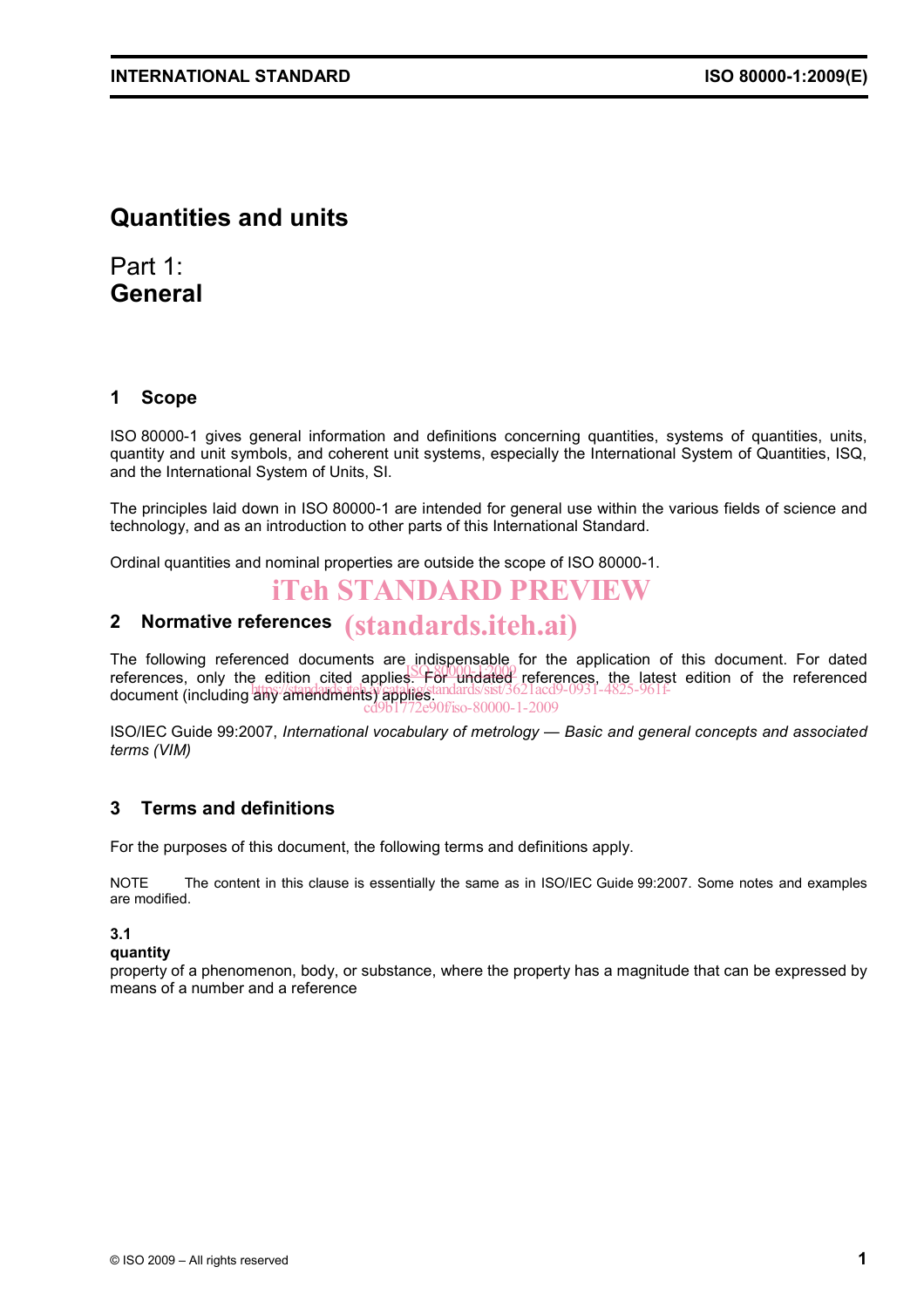# Quantities and units

## Part 1:
## General

## 1 Scope

ISO 80000-1 gives general information and definitions concerning quantities, systems of quantities, units, quantity and unit symbols, and coherent unit systems, especially the International System of Quantities, ISQ, and the International System of Units, SI.

The principles laid down in ISO 80000-1 are intended for general use within the various fields of science and technology, and as an introduction to other parts of this International Standard.

Ordinal quantities and nominal properties are outside the scope of ISO 80000-1.

## 2 Normative references

The following referenced documents are indispensable for the application of this document. For dated references, only the edition cited applies. For undated references, the latest edition of the referenced document (including any amendments) applies.

ISO/IEC Guide 99:2007, *International vocabulary of metrology — Basic and general concepts and associated terms (VIM)*

## 3 Terms and definitions

For the purposes of this document, the following terms and definitions apply.

NOTE The content in this clause is essentially the same as in ISO/IEC Guide 99:2007. Some notes and examples are modified.

**3.1**
**quantity**
property of a phenomenon, body, or substance, where the property has a magnitude that can be expressed by means of a number and a reference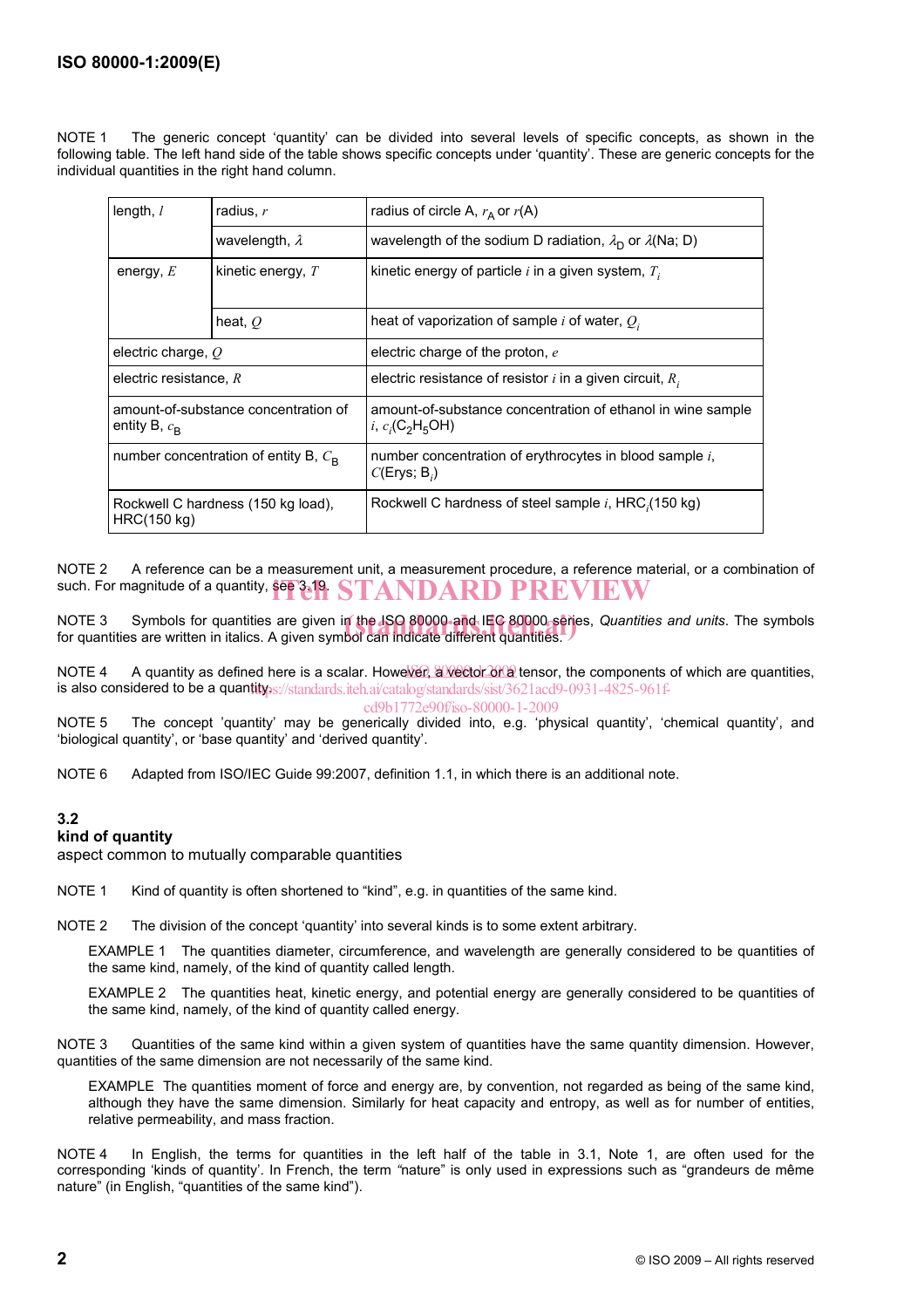NOTE 1 The generic concept 'quantity' can be divided into several levels of specific concepts, as shown in the following table. The left hand side of the table shows specific concepts under 'quantity'. These are generic concepts for the individual quantities in the right hand column.

| | | |
|---|---|---|
| length, $l$ | radius, $r$ | radius of circle A, $r_A$ or $r$(A) |
| | wavelength, $\lambda$ | wavelength of the sodium D radiation, $\lambda_D$ or $\lambda$(Na; D) |
| energy, $E$ | kinetic energy, $T$ | kinetic energy of particle $i$ in a given system, $T_i$ |
| | heat, $Q$ | heat of vaporization of sample $i$ of water, $Q_i$ |
| electric charge, $Q$ | | electric charge of the proton, $e$ |
| electric resistance, $R$ | | electric resistance of resistor $i$ in a given circuit, $R_i$ |
| amount-of-substance concentration of entity B, $c_B$ | | amount-of-substance concentration of ethanol in wine sample $i$, $c_i(C_2H_5OH)$ |
| number concentration of entity B, $C_B$ | | number concentration of erythrocytes in blood sample $i$, $C$(Erys; $B_i$) |
| Rockwell C hardness (150 kg load), HRC(150 kg) | | Rockwell C hardness of steel sample $i$, $HRC_i$(150 kg) |

NOTE 2 A reference can be a measurement unit, a measurement procedure, a reference material, or a combination of such. For magnitude of a quantity, see 3.19.

NOTE 3 Symbols for quantities are given in the ISO 80000 and IEC 80000 series, *Quantities and units*. The symbols for quantities are written in italics. A given symbol can indicate different quantities.

NOTE 4 A quantity as defined here is a scalar. However, a vector or a tensor, the components of which are quantities, is also considered to be a quantity.

NOTE 5 The concept 'quantity' may be generically divided into, e.g. 'physical quantity', 'chemical quantity', and 'biological quantity', or 'base quantity' and 'derived quantity'.

NOTE 6 Adapted from ISO/IEC Guide 99:2007, definition 1.1, in which there is an additional note.

### 3.2
**kind of quantity**
aspect common to mutually comparable quantities

NOTE 1 Kind of quantity is often shortened to "kind", e.g. in quantities of the same kind.

NOTE 2 The division of the concept 'quantity' into several kinds is to some extent arbitrary.

EXAMPLE 1 The quantities diameter, circumference, and wavelength are generally considered to be quantities of the same kind, namely, of the kind of quantity called length.

EXAMPLE 2 The quantities heat, kinetic energy, and potential energy are generally considered to be quantities of the same kind, namely, of the kind of quantity called energy.

NOTE 3 Quantities of the same kind within a given system of quantities have the same quantity dimension. However, quantities of the same dimension are not necessarily of the same kind.

EXAMPLE The quantities moment of force and energy are, by convention, not regarded as being of the same kind, although they have the same dimension. Similarly for heat capacity and entropy, as well as for number of entities, relative permeability, and mass fraction.

NOTE 4 In English, the terms for quantities in the left half of the table in 3.1, Note 1, are often used for the corresponding 'kinds of quantity'. In French, the term "nature" is only used in expressions such as "grandeurs de même nature" (in English, "quantities of the same kind").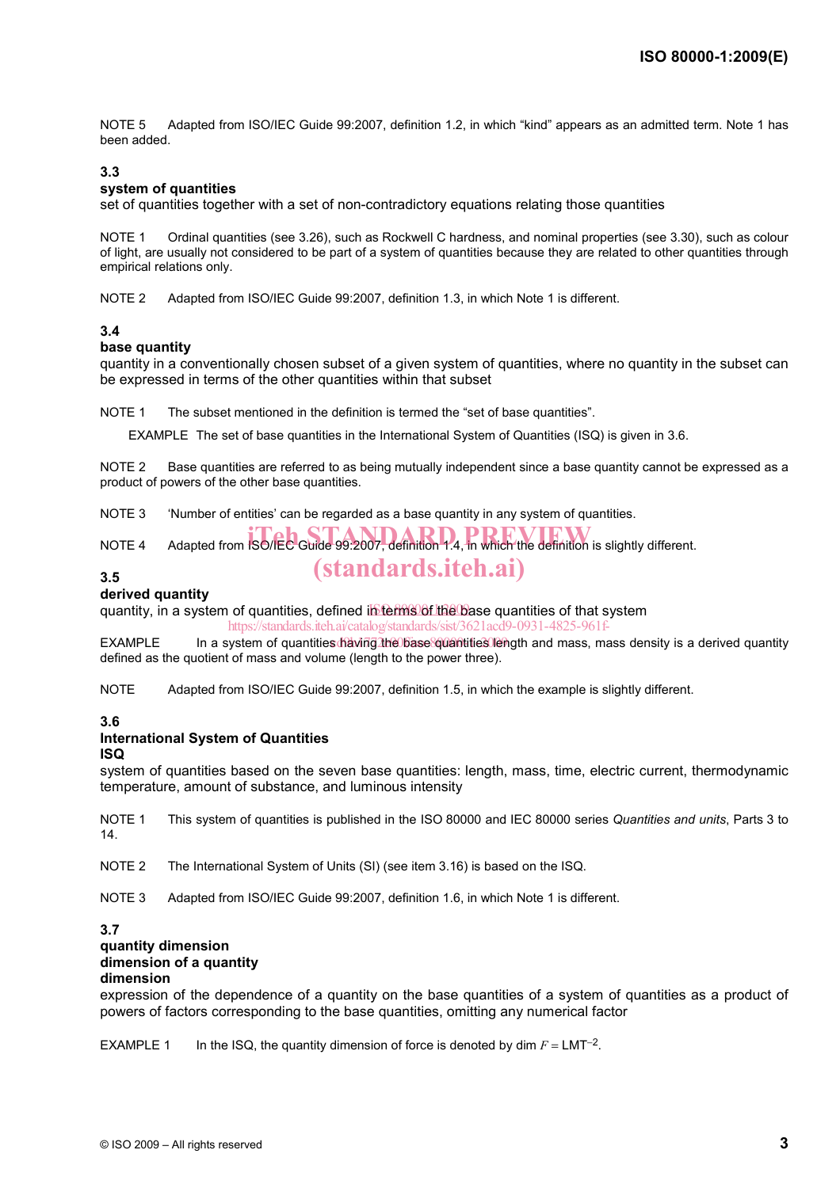NOTE 5 Adapted from ISO/IEC Guide 99:2007, definition 1.2, in which "kind" appears as an admitted term. Note 1 has been added.

**3.3**
**system of quantities**
set of quantities together with a set of non-contradictory equations relating those quantities

NOTE 1 Ordinal quantities (see 3.26), such as Rockwell C hardness, and nominal properties (see 3.30), such as colour of light, are usually not considered to be part of a system of quantities because they are related to other quantities through empirical relations only.

NOTE 2 Adapted from ISO/IEC Guide 99:2007, definition 1.3, in which Note 1 is different.

**3.4**
**base quantity**
quantity in a conventionally chosen subset of a given system of quantities, where no quantity in the subset can be expressed in terms of the other quantities within that subset

NOTE 1 The subset mentioned in the definition is termed the "set of base quantities".

EXAMPLE The set of base quantities in the International System of Quantities (ISQ) is given in 3.6.

NOTE 2 Base quantities are referred to as being mutually independent since a base quantity cannot be expressed as a product of powers of the other base quantities.

NOTE 3 'Number of entities' can be regarded as a base quantity in any system of quantities.

NOTE 4 Adapted from ISO/IEC Guide 99:2007, definition 1.4, in which the definition is slightly different.

**3.5**
**derived quantity**
quantity, in a system of quantities, defined in terms of the base quantities of that system

EXAMPLE In a system of quantities having the base quantities length and mass, mass density is a derived quantity defined as the quotient of mass and volume (length to the power three).

NOTE Adapted from ISO/IEC Guide 99:2007, definition 1.5, in which the example is slightly different.

**3.6**
**International System of Quantities**
**ISQ**
system of quantities based on the seven base quantities: length, mass, time, electric current, thermodynamic temperature, amount of substance, and luminous intensity

NOTE 1 This system of quantities is published in the ISO 80000 and IEC 80000 series *Quantities and units*, Parts 3 to 14.

NOTE 2 The International System of Units (SI) (see item 3.16) is based on the ISQ.

NOTE 3 Adapted from ISO/IEC Guide 99:2007, definition 1.6, in which Note 1 is different.

**3.7**
**quantity dimension**
**dimension of a quantity**
**dimension**
expression of the dependence of a quantity on the base quantities of a system of quantities as a product of powers of factors corresponding to the base quantities, omitting any numerical factor

EXAMPLE 1 In the ISQ, the quantity dimension of force is denoted by $\dim F = \mathrm{LMT}^{-2}$.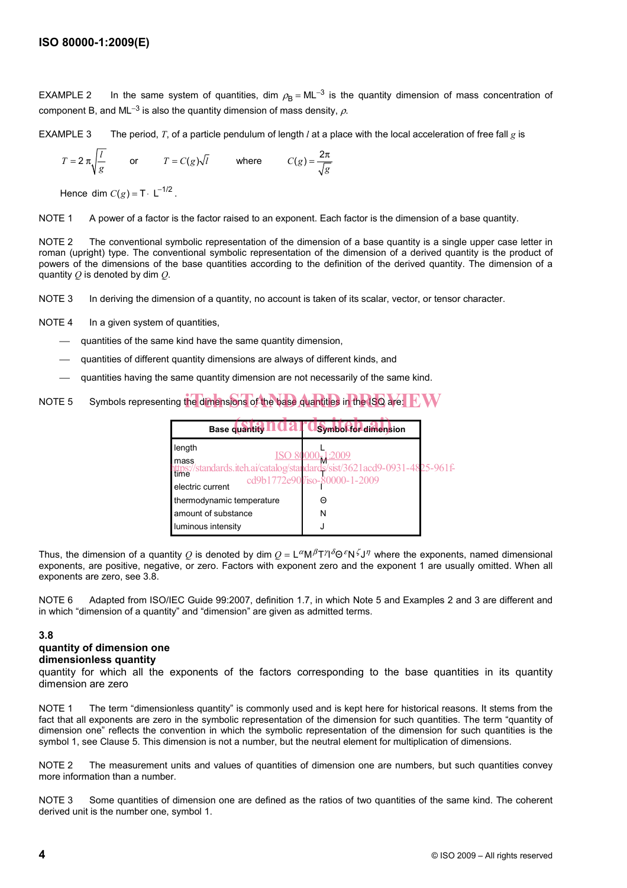EXAMPLE 2 In the same system of quantities, dim $\rho_B = \mathsf{ML}^{-3}$ is the quantity dimension of mass concentration of component B, and $\mathsf{ML}^{-3}$ is also the quantity dimension of mass density, $\rho$.

EXAMPLE 3 The period, $T$, of a particle pendulum of length $l$ at a place with the local acceleration of free fall $g$ is

$$T = 2\pi\sqrt{\frac{l}{g}} \quad \text{or} \quad T = C(g)\sqrt{l} \quad \text{where} \quad C(g) = \frac{2\pi}{\sqrt{g}}$$

Hence $\dim C(g) = \mathsf{T} \cdot \mathsf{L}^{-1/2}$.

NOTE 1 A power of a factor is the factor raised to an exponent. Each factor is the dimension of a base quantity.

NOTE 2 The conventional symbolic representation of the dimension of a base quantity is a single upper case letter in roman (upright) type. The conventional symbolic representation of the dimension of a derived quantity is the product of powers of the dimensions of the base quantities according to the definition of the derived quantity. The dimension of a quantity $Q$ is denoted by dim $Q$.

NOTE 3 In deriving the dimension of a quantity, no account is taken of its scalar, vector, or tensor character.

NOTE 4 In a given system of quantities,

— quantities of the same kind have the same quantity dimension,

— quantities of different quantity dimensions are always of different kinds, and

— quantities having the same quantity dimension are not necessarily of the same kind.

NOTE 5 Symbols representing the dimensions of the base quantities in the ISQ are:

| Base quantity | Symbol for dimension |
|---|---|
| length | L |
| mass | M |
| time | T |
| electric current | I |
| thermodynamic temperature | Θ |
| amount of substance | N |
| luminous intensity | J |

Thus, the dimension of a quantity $Q$ is denoted by $\dim Q = \mathsf{L}^{\alpha}\mathsf{M}^{\beta}\mathsf{T}^{\gamma}\mathsf{I}^{\delta}\Theta^{\varepsilon}\mathsf{N}^{\zeta}\mathsf{J}^{\eta}$ where the exponents, named dimensional exponents, are positive, negative, or zero. Factors with exponent zero and the exponent 1 are usually omitted. When all exponents are zero, see 3.8.

NOTE 6 Adapted from ISO/IEC Guide 99:2007, definition 1.7, in which Note 5 and Examples 2 and 3 are different and in which "dimension of a quantity" and "dimension" are given as admitted terms.

### 3.8
**quantity of dimension one**
**dimensionless quantity**
quantity for which all the exponents of the factors corresponding to the base quantities in its quantity dimension are zero

NOTE 1 The term "dimensionless quantity" is commonly used and is kept here for historical reasons. It stems from the fact that all exponents are zero in the symbolic representation of the dimension for such quantities. The term "quantity of dimension one" reflects the convention in which the symbolic representation of the dimension for such quantities is the symbol 1, see Clause 5. This dimension is not a number, but the neutral element for multiplication of dimensions.

NOTE 2 The measurement units and values of quantities of dimension one are numbers, but such quantities convey more information than a number.

NOTE 3 Some quantities of dimension one are defined as the ratios of two quantities of the same kind. The coherent derived unit is the number one, symbol 1.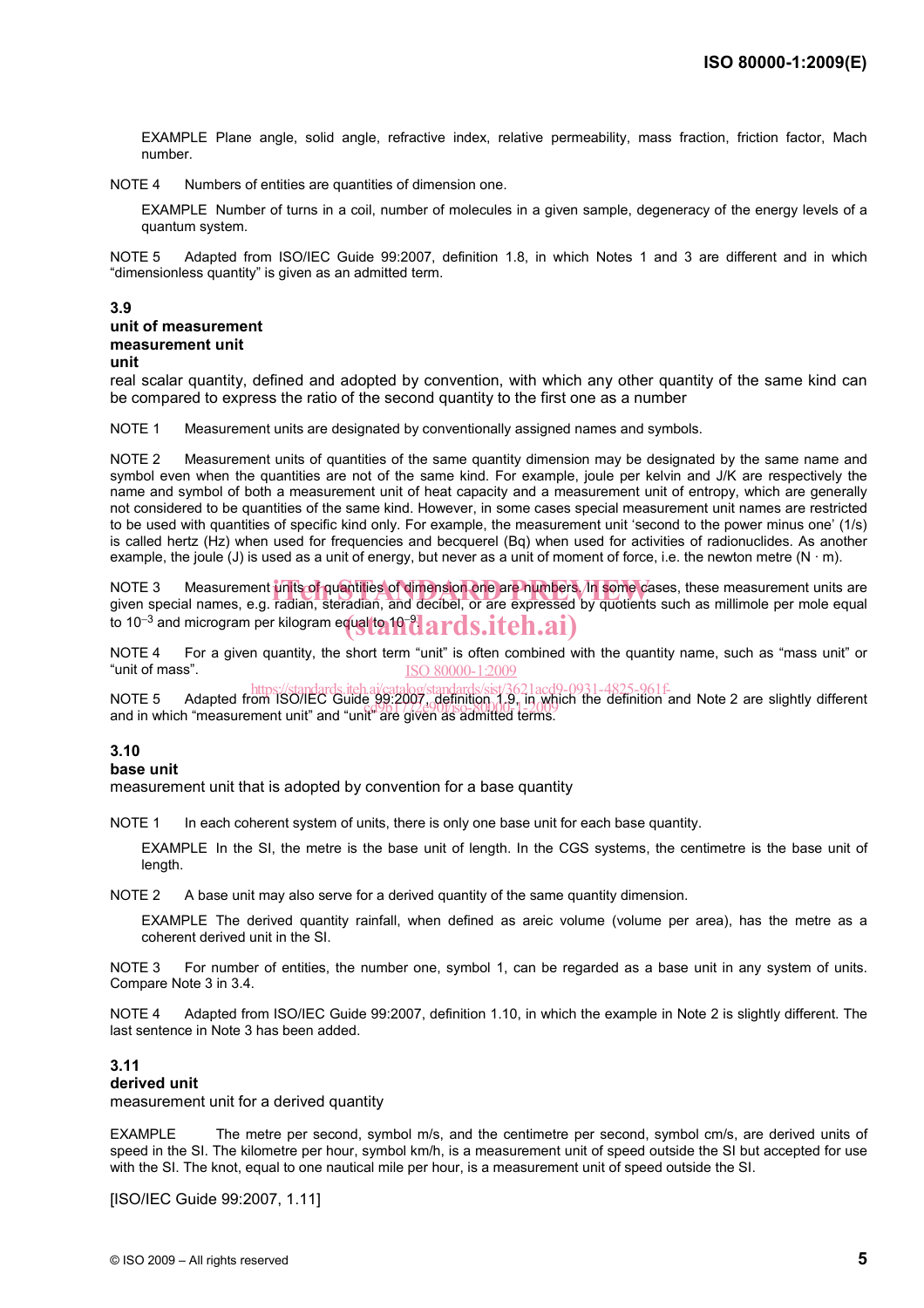EXAMPLE Plane angle, solid angle, refractive index, relative permeability, mass fraction, friction factor, Mach number.

NOTE 4 Numbers of entities are quantities of dimension one.

EXAMPLE Number of turns in a coil, number of molecules in a given sample, degeneracy of the energy levels of a quantum system.

NOTE 5 Adapted from ISO/IEC Guide 99:2007, definition 1.8, in which Notes 1 and 3 are different and in which “dimensionless quantity” is given as an admitted term.

### 3.9
**unit of measurement**
**measurement unit**
**unit**

real scalar quantity, defined and adopted by convention, with which any other quantity of the same kind can be compared to express the ratio of the second quantity to the first one as a number

NOTE 1 Measurement units are designated by conventionally assigned names and symbols.

NOTE 2 Measurement units of quantities of the same quantity dimension may be designated by the same name and symbol even when the quantities are not of the same kind. For example, joule per kelvin and J/K are respectively the name and symbol of both a measurement unit of heat capacity and a measurement unit of entropy, which are generally not considered to be quantities of the same kind. However, in some cases special measurement unit names are restricted to be used with quantities of specific kind only. For example, the measurement unit ‘second to the power minus one’ (1/s) is called hertz (Hz) when used for frequencies and becquerel (Bq) when used for activities of radionuclides. As another example, the joule (J) is used as a unit of energy, but never as a unit of moment of force, i.e. the newton metre (N · m).

NOTE 3 Measurement units of quantities of dimension one are numbers. In some cases, these measurement units are given special names, e.g. radian, steradian, and decibel, or are expressed by quotients such as millimole per mole equal to $10^{-3}$ and microgram per kilogram equal to $10^{-9}$.

NOTE 4 For a given quantity, the short term “unit” is often combined with the quantity name, such as “mass unit” or “unit of mass”.

NOTE 5 Adapted from ISO/IEC Guide 99:2007, definition 1.9, in which the definition and Note 2 are slightly different and in which “measurement unit” and “unit” are given as admitted terms.

### 3.10
**base unit**

measurement unit that is adopted by convention for a base quantity

NOTE 1 In each coherent system of units, there is only one base unit for each base quantity.

EXAMPLE In the SI, the metre is the base unit of length. In the CGS systems, the centimetre is the base unit of length.

NOTE 2 A base unit may also serve for a derived quantity of the same quantity dimension.

EXAMPLE The derived quantity rainfall, when defined as areic volume (volume per area), has the metre as a coherent derived unit in the SI.

NOTE 3 For number of entities, the number one, symbol 1, can be regarded as a base unit in any system of units. Compare Note 3 in 3.4.

NOTE 4 Adapted from ISO/IEC Guide 99:2007, definition 1.10, in which the example in Note 2 is slightly different. The last sentence in Note 3 has been added.

### 3.11
**derived unit**

measurement unit for a derived quantity

EXAMPLE The metre per second, symbol m/s, and the centimetre per second, symbol cm/s, are derived units of speed in the SI. The kilometre per hour, symbol km/h, is a measurement unit of speed outside the SI but accepted for use with the SI. The knot, equal to one nautical mile per hour, is a measurement unit of speed outside the SI.

[ISO/IEC Guide 99:2007, 1.11]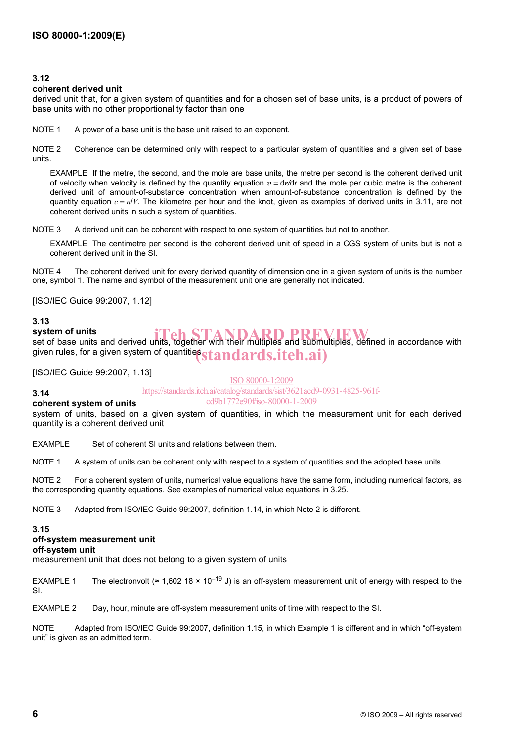### 3.12

**coherent derived unit**

derived unit that, for a given system of quantities and for a chosen set of base units, is a product of powers of base units with no other proportionality factor than one

NOTE 1 A power of a base unit is the base unit raised to an exponent.

NOTE 2 Coherence can be determined only with respect to a particular system of quantities and a given set of base units.

EXAMPLE If the metre, the second, and the mole are base units, the metre per second is the coherent derived unit of velocity when velocity is defined by the quantity equation $v = \mathrm{d}\boldsymbol{r}/\mathrm{d}t$ and the mole per cubic metre is the coherent derived unit of amount-of-substance concentration when amount-of-substance concentration is defined by the quantity equation $c = n/V$. The kilometre per hour and the knot, given as examples of derived units in 3.11, are not coherent derived units in such a system of quantities.

NOTE 3 A derived unit can be coherent with respect to one system of quantities but not to another.

EXAMPLE The centimetre per second is the coherent derived unit of speed in a CGS system of units but is not a coherent derived unit in the SI.

NOTE 4 The coherent derived unit for every derived quantity of dimension one in a given system of units is the number one, symbol 1. The name and symbol of the measurement unit one are generally not indicated.

[ISO/IEC Guide 99:2007, 1.12]

### 3.13

**system of units**

set of base units and derived units, together with their multiples and submultiples, defined in accordance with given rules, for a given system of quantities

[ISO/IEC Guide 99:2007, 1.13]

### 3.14

**coherent system of units**

system of units, based on a given system of quantities, in which the measurement unit for each derived quantity is a coherent derived unit

EXAMPLE Set of coherent SI units and relations between them.

NOTE 1 A system of units can be coherent only with respect to a system of quantities and the adopted base units.

NOTE 2 For a coherent system of units, numerical value equations have the same form, including numerical factors, as the corresponding quantity equations. See examples of numerical value equations in 3.25.

NOTE 3 Adapted from ISO/IEC Guide 99:2007, definition 1.14, in which Note 2 is different.

### 3.15

**off-system measurement unit**

**off-system unit**

measurement unit that does not belong to a given system of units

EXAMPLE 1 The electronvolt ($\approx 1{,}602\ 18 \times 10^{-19}$ J) is an off-system measurement unit of energy with respect to the SI.

EXAMPLE 2 Day, hour, minute are off-system measurement units of time with respect to the SI.

NOTE Adapted from ISO/IEC Guide 99:2007, definition 1.15, in which Example 1 is different and in which "off-system unit" is given as an admitted term.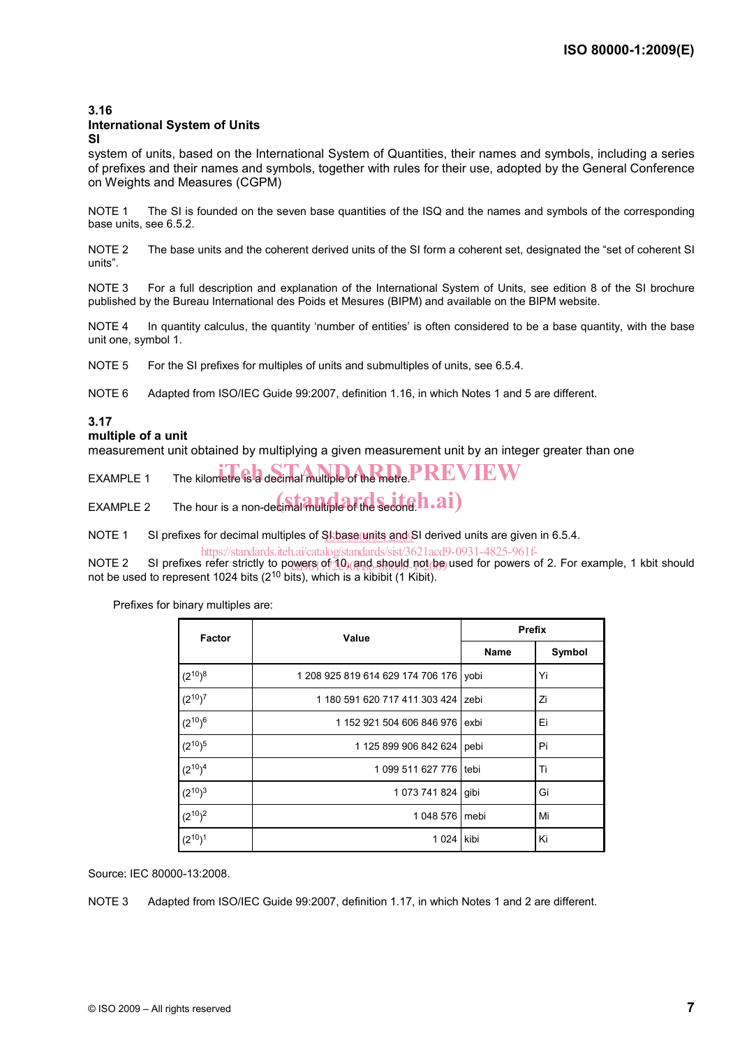### 3.16
### International System of Units
### SI

system of units, based on the International System of Quantities, their names and symbols, including a series of prefixes and their names and symbols, together with rules for their use, adopted by the General Conference on Weights and Measures (CGPM)

NOTE 1 The SI is founded on the seven base quantities of the ISQ and the names and symbols of the corresponding base units, see 6.5.2.

NOTE 2 The base units and the coherent derived units of the SI form a coherent set, designated the “set of coherent SI units”.

NOTE 3 For a full description and explanation of the International System of Units, see edition 8 of the SI brochure published by the Bureau International des Poids et Mesures (BIPM) and available on the BIPM website.

NOTE 4 In quantity calculus, the quantity ‘number of entities’ is often considered to be a base quantity, with the base unit one, symbol 1.

NOTE 5 For the SI prefixes for multiples of units and submultiples of units, see 6.5.4.

NOTE 6 Adapted from ISO/IEC Guide 99:2007, definition 1.16, in which Notes 1 and 5 are different.

### 3.17
### multiple of a unit

measurement unit obtained by multiplying a given measurement unit by an integer greater than one

EXAMPLE 1 The kilometre is a decimal multiple of the metre.

EXAMPLE 2 The hour is a non-decimal multiple of the second.

NOTE 1 SI prefixes for decimal multiples of SI base units and SI derived units are given in 6.5.4.

NOTE 2 SI prefixes refer strictly to powers of 10, and should not be used for powers of 2. For example, 1 kbit should not be used to represent 1024 bits ($2^{10}$ bits), which is a kibibit (1 Kibit).

Prefixes for binary multiples are:

| Factor | Value | Prefix | |
|---|---|---|---|
| | | Name | Symbol |
| $(2^{10})^8$ | 1 208 925 819 614 629 174 706 176 | yobi | Yi |
| $(2^{10})^7$ | 1 180 591 620 717 411 303 424 | zebi | Zi |
| $(2^{10})^6$ | 1 152 921 504 606 846 976 | exbi | Ei |
| $(2^{10})^5$ | 1 125 899 906 842 624 | pebi | Pi |
| $(2^{10})^4$ | 1 099 511 627 776 | tebi | Ti |
| $(2^{10})^3$ | 1 073 741 824 | gibi | Gi |
| $(2^{10})^2$ | 1 048 576 | mebi | Mi |
| $(2^{10})^1$ | 1 024 | kibi | Ki |

Source: IEC 80000-13:2008.

NOTE 3 Adapted from ISO/IEC Guide 99:2007, definition 1.17, in which Notes 1 and 2 are different.